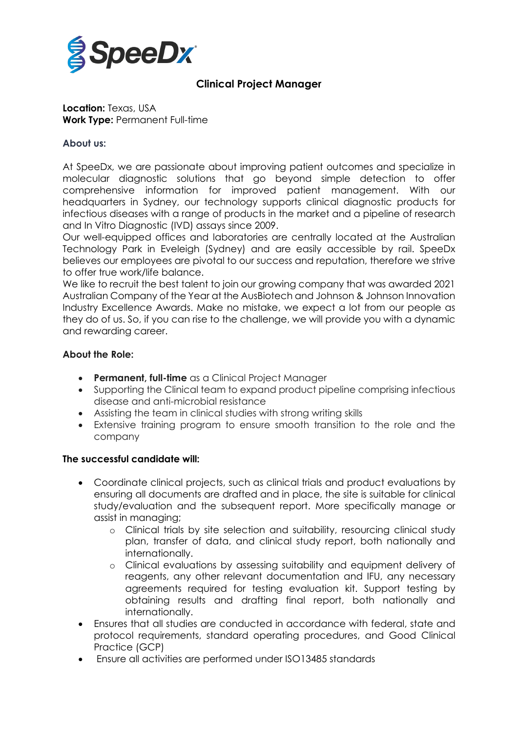# Clinical Project Manager

**Location:** Texas, USA
**Work Type:** Permanent Full-time

## About us:

At SpeeDx, we are passionate about improving patient outcomes and specialize in molecular diagnostic solutions that go beyond simple detection to offer comprehensive information for improved patient management. With our headquarters in Sydney, our technology supports clinical diagnostic products for infectious diseases with a range of products in the market and a pipeline of research and In Vitro Diagnostic (IVD) assays since 2009.
Our well-equipped offices and laboratories are centrally located at the Australian Technology Park in Eveleigh (Sydney) and are easily accessible by rail. SpeeDx believes our employees are pivotal to our success and reputation, therefore we strive to offer true work/life balance.
We like to recruit the best talent to join our growing company that was awarded 2021 Australian Company of the Year at the AusBiotech and Johnson & Johnson Innovation Industry Excellence Awards. Make no mistake, we expect a lot from our people as they do of us. So, if you can rise to the challenge, we will provide you with a dynamic and rewarding career.

## About the Role:

- **Permanent, full-time** as a Clinical Project Manager
- Supporting the Clinical team to expand product pipeline comprising infectious disease and anti-microbial resistance
- Assisting the team in clinical studies with strong writing skills
- Extensive training program to ensure smooth transition to the role and the company

## The successful candidate will:

- Coordinate clinical projects, such as clinical trials and product evaluations by ensuring all documents are drafted and in place, the site is suitable for clinical study/evaluation and the subsequent report. More specifically manage or assist in managing;
  - Clinical trials by site selection and suitability, resourcing clinical study plan, transfer of data, and clinical study report, both nationally and internationally.
  - Clinical evaluations by assessing suitability and equipment delivery of reagents, any other relevant documentation and IFU, any necessary agreements required for testing evaluation kit. Support testing by obtaining results and drafting final report, both nationally and internationally.
- Ensures that all studies are conducted in accordance with federal, state and protocol requirements, standard operating procedures, and Good Clinical Practice (GCP)
- Ensure all activities are performed under ISO13485 standards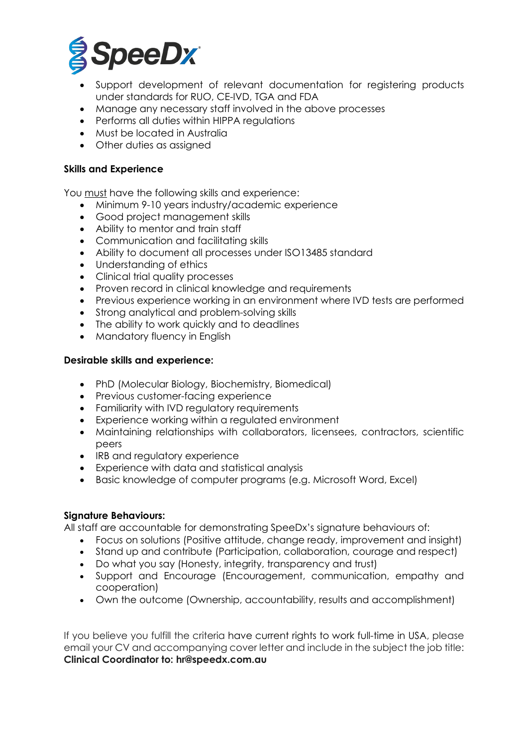- Support development of relevant documentation for registering products under standards for RUO, CE-IVD, TGA and FDA
- Manage any necessary staff involved in the above processes
- Performs all duties within HIPPA regulations
- Must be located in Australia
- Other duties as assigned

**Skills and Experience**

You must have the following skills and experience:

- Minimum 9-10 years industry/academic experience
- Good project management skills
- Ability to mentor and train staff
- Communication and facilitating skills
- Ability to document all processes under ISO13485 standard
- Understanding of ethics
- Clinical trial quality processes
- Proven record in clinical knowledge and requirements
- Previous experience working in an environment where IVD tests are performed
- Strong analytical and problem-solving skills
- The ability to work quickly and to deadlines
- Mandatory fluency in English

**Desirable skills and experience:**

- PhD (Molecular Biology, Biochemistry, Biomedical)
- Previous customer-facing experience
- Familiarity with IVD regulatory requirements
- Experience working within a regulated environment
- Maintaining relationships with collaborators, licensees, contractors, scientific peers
- IRB and regulatory experience
- Experience with data and statistical analysis
- Basic knowledge of computer programs (e.g. Microsoft Word, Excel)

**Signature Behaviours:**

All staff are accountable for demonstrating SpeeDx's signature behaviours of:

- Focus on solutions (Positive attitude, change ready, improvement and insight)
- Stand up and contribute (Participation, collaboration, courage and respect)
- Do what you say (Honesty, integrity, transparency and trust)
- Support and Encourage (Encouragement, communication, empathy and cooperation)
- Own the outcome (Ownership, accountability, results and accomplishment)

If you believe you fulfill the criteria have current rights to work full-time in USA, please email your CV and accompanying cover letter and include in the subject the job title: **Clinical Coordinator to: hr@speedx.com.au**